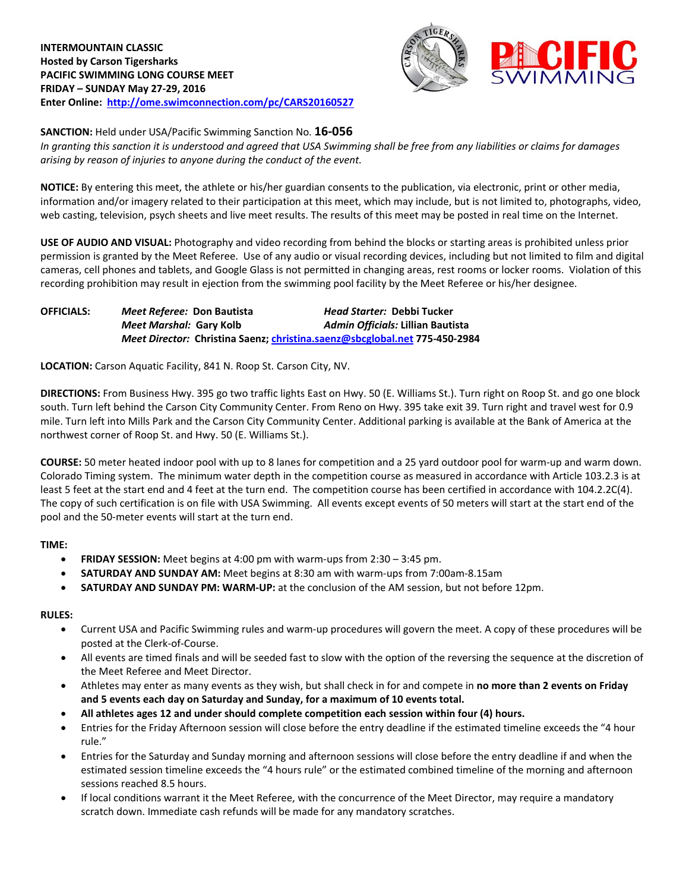**INTERMOUNTAIN CLASSIC**
**Hosted by Carson Tigersharks**
**PACIFIC SWIMMING LONG COURSE MEET**
**FRIDAY – SUNDAY May 27-29, 2016**
**Enter Online: http://ome.swimconnection.com/pc/CARS20160527**

**SANCTION:** Held under USA/Pacific Swimming Sanction No. **16-056**
*In granting this sanction it is understood and agreed that USA Swimming shall be free from any liabilities or claims for damages arising by reason of injuries to anyone during the conduct of the event.*

**NOTICE:** By entering this meet, the athlete or his/her guardian consents to the publication, via electronic, print or other media, information and/or imagery related to their participation at this meet, which may include, but is not limited to, photographs, video, web casting, television, psych sheets and live meet results. The results of this meet may be posted in real time on the Internet.

**USE OF AUDIO AND VISUAL:** Photography and video recording from behind the blocks or starting areas is prohibited unless prior permission is granted by the Meet Referee. Use of any audio or visual recording devices, including but not limited to film and digital cameras, cell phones and tablets, and Google Glass is not permitted in changing areas, rest rooms or locker rooms. Violation of this recording prohibition may result in ejection from the swimming pool facility by the Meet Referee or his/her designee.

**OFFICIALS:** *Meet Referee:* **Don Bautista** *Head Starter:* **Debbi Tucker**
*Meet Marshal:* **Gary Kolb** *Admin Officials:* **Lillian Bautista**
*Meet Director:* **Christina Saenz; christina.saenz@sbcglobal.net 775-450-2984**

**LOCATION:** Carson Aquatic Facility, 841 N. Roop St. Carson City, NV.

**DIRECTIONS:** From Business Hwy. 395 go two traffic lights East on Hwy. 50 (E. Williams St.). Turn right on Roop St. and go one block south. Turn left behind the Carson City Community Center. From Reno on Hwy. 395 take exit 39. Turn right and travel west for 0.9 mile. Turn left into Mills Park and the Carson City Community Center. Additional parking is available at the Bank of America at the northwest corner of Roop St. and Hwy. 50 (E. Williams St.).

**COURSE:** 50 meter heated indoor pool with up to 8 lanes for competition and a 25 yard outdoor pool for warm-up and warm down. Colorado Timing system. The minimum water depth in the competition course as measured in accordance with Article 103.2.3 is at least 5 feet at the start end and 4 feet at the turn end. The competition course has been certified in accordance with 104.2.2C(4). The copy of such certification is on file with USA Swimming. All events except events of 50 meters will start at the start end of the pool and the 50-meter events will start at the turn end.

**TIME:**

- **FRIDAY SESSION:** Meet begins at 4:00 pm with warm-ups from 2:30 – 3:45 pm.
- **SATURDAY AND SUNDAY AM:** Meet begins at 8:30 am with warm-ups from 7:00am-8.15am
- **SATURDAY AND SUNDAY PM: WARM-UP:** at the conclusion of the AM session, but not before 12pm.

**RULES:**

- Current USA and Pacific Swimming rules and warm-up procedures will govern the meet. A copy of these procedures will be posted at the Clerk-of-Course.
- All events are timed finals and will be seeded fast to slow with the option of the reversing the sequence at the discretion of the Meet Referee and Meet Director.
- Athletes may enter as many events as they wish, but shall check in for and compete in **no more than 2 events on Friday and 5 events each day on Saturday and Sunday, for a maximum of 10 events total.**
- **All athletes ages 12 and under should complete competition each session within four (4) hours.**
- Entries for the Friday Afternoon session will close before the entry deadline if the estimated timeline exceeds the "4 hour rule."
- Entries for the Saturday and Sunday morning and afternoon sessions will close before the entry deadline if and when the estimated session timeline exceeds the "4 hours rule" or the estimated combined timeline of the morning and afternoon sessions reached 8.5 hours.
- If local conditions warrant it the Meet Referee, with the concurrence of the Meet Director, may require a mandatory scratch down. Immediate cash refunds will be made for any mandatory scratches.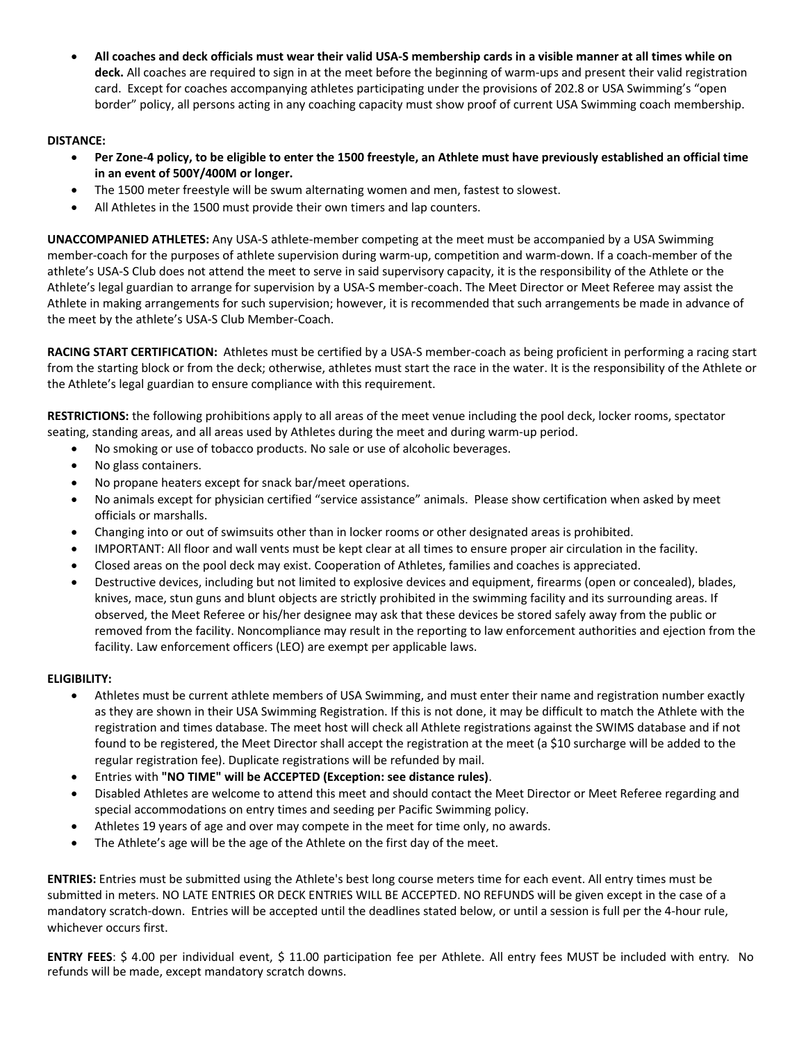- **All coaches and deck officials must wear their valid USA-S membership cards in a visible manner at all times while on deck.** All coaches are required to sign in at the meet before the beginning of warm-ups and present their valid registration card. Except for coaches accompanying athletes participating under the provisions of 202.8 or USA Swimming's "open border" policy, all persons acting in any coaching capacity must show proof of current USA Swimming coach membership.

**DISTANCE:**

- **Per Zone-4 policy, to be eligible to enter the 1500 freestyle, an Athlete must have previously established an official time in an event of 500Y/400M or longer.**
- The 1500 meter freestyle will be swum alternating women and men, fastest to slowest.
- All Athletes in the 1500 must provide their own timers and lap counters.

**UNACCOMPANIED ATHLETES:** Any USA-S athlete-member competing at the meet must be accompanied by a USA Swimming member-coach for the purposes of athlete supervision during warm-up, competition and warm-down. If a coach-member of the athlete's USA-S Club does not attend the meet to serve in said supervisory capacity, it is the responsibility of the Athlete or the Athlete's legal guardian to arrange for supervision by a USA-S member-coach. The Meet Director or Meet Referee may assist the Athlete in making arrangements for such supervision; however, it is recommended that such arrangements be made in advance of the meet by the athlete's USA-S Club Member-Coach.

**RACING START CERTIFICATION:** Athletes must be certified by a USA-S member-coach as being proficient in performing a racing start from the starting block or from the deck; otherwise, athletes must start the race in the water. It is the responsibility of the Athlete or the Athlete's legal guardian to ensure compliance with this requirement.

**RESTRICTIONS:** the following prohibitions apply to all areas of the meet venue including the pool deck, locker rooms, spectator seating, standing areas, and all areas used by Athletes during the meet and during warm-up period.

- No smoking or use of tobacco products. No sale or use of alcoholic beverages.
- No glass containers.
- No propane heaters except for snack bar/meet operations.
- No animals except for physician certified "service assistance" animals. Please show certification when asked by meet officials or marshalls.
- Changing into or out of swimsuits other than in locker rooms or other designated areas is prohibited.
- IMPORTANT: All floor and wall vents must be kept clear at all times to ensure proper air circulation in the facility.
- Closed areas on the pool deck may exist. Cooperation of Athletes, families and coaches is appreciated.
- Destructive devices, including but not limited to explosive devices and equipment, firearms (open or concealed), blades, knives, mace, stun guns and blunt objects are strictly prohibited in the swimming facility and its surrounding areas. If observed, the Meet Referee or his/her designee may ask that these devices be stored safely away from the public or removed from the facility. Noncompliance may result in the reporting to law enforcement authorities and ejection from the facility. Law enforcement officers (LEO) are exempt per applicable laws.

**ELIGIBILITY:**

- Athletes must be current athlete members of USA Swimming, and must enter their name and registration number exactly as they are shown in their USA Swimming Registration. If this is not done, it may be difficult to match the Athlete with the registration and times database. The meet host will check all Athlete registrations against the SWIMS database and if not found to be registered, the Meet Director shall accept the registration at the meet (a $10 surcharge will be added to the regular registration fee). Duplicate registrations will be refunded by mail.
- Entries with **"NO TIME" will be ACCEPTED (Exception: see distance rules)**.
- Disabled Athletes are welcome to attend this meet and should contact the Meet Director or Meet Referee regarding and special accommodations on entry times and seeding per Pacific Swimming policy.
- Athletes 19 years of age and over may compete in the meet for time only, no awards.
- The Athlete's age will be the age of the Athlete on the first day of the meet.

**ENTRIES:** Entries must be submitted using the Athlete's best long course meters time for each event. All entry times must be submitted in meters. NO LATE ENTRIES OR DECK ENTRIES WILL BE ACCEPTED. NO REFUNDS will be given except in the case of a mandatory scratch-down. Entries will be accepted until the deadlines stated below, or until a session is full per the 4-hour rule, whichever occurs first.

**ENTRY FEES**: $ 4.00 per individual event, $ 11.00 participation fee per Athlete. All entry fees MUST be included with entry. No refunds will be made, except mandatory scratch downs.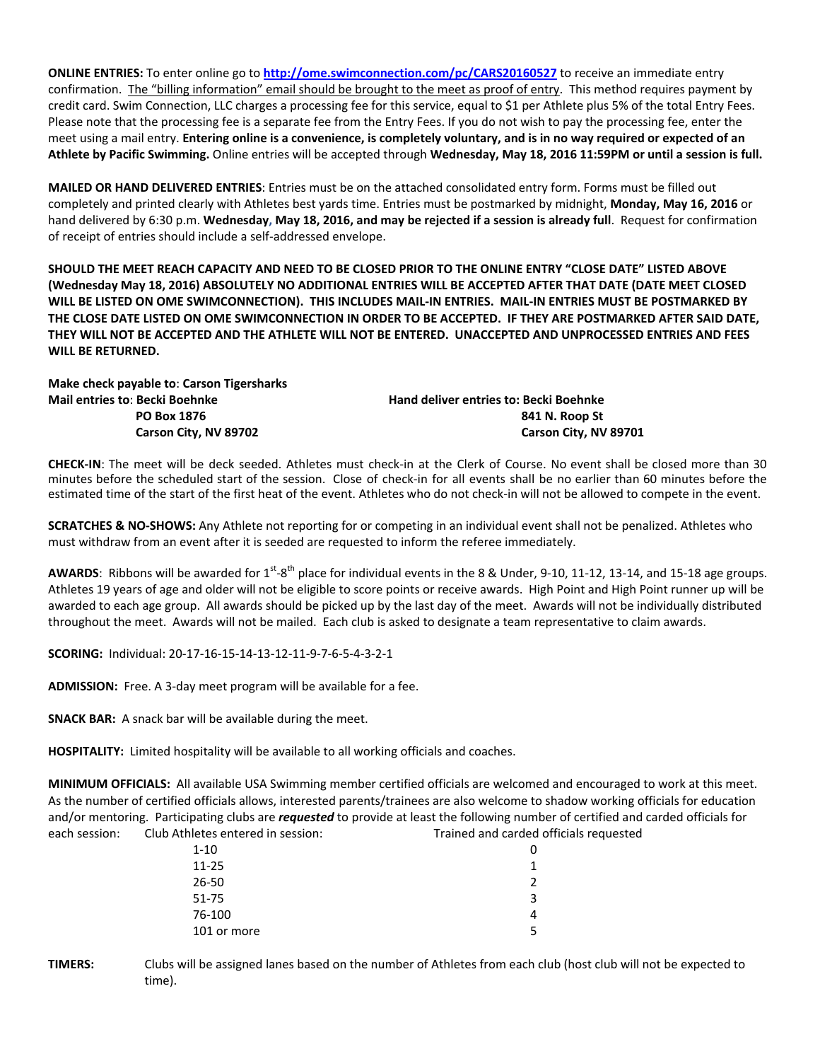**ONLINE ENTRIES:** To enter online go to **http://ome.swimconnection.com/pc/CARS20160527** to receive an immediate entry confirmation. The "billing information" email should be brought to the meet as proof of entry. This method requires payment by credit card. Swim Connection, LLC charges a processing fee for this service, equal to $1 per Athlete plus 5% of the total Entry Fees. Please note that the processing fee is a separate fee from the Entry Fees. If you do not wish to pay the processing fee, enter the meet using a mail entry. **Entering online is a convenience, is completely voluntary, and is in no way required or expected of an Athlete by Pacific Swimming.** Online entries will be accepted through **Wednesday, May 18, 2016 11:59PM or until a session is full.**

**MAILED OR HAND DELIVERED ENTRIES**: Entries must be on the attached consolidated entry form. Forms must be filled out completely and printed clearly with Athletes best yards time. Entries must be postmarked by midnight, **Monday, May 16, 2016** or hand delivered by 6:30 p.m. **Wednesday, May 18, 2016, and may be rejected if a session is already full**. Request for confirmation of receipt of entries should include a self-addressed envelope.

**SHOULD THE MEET REACH CAPACITY AND NEED TO BE CLOSED PRIOR TO THE ONLINE ENTRY "CLOSE DATE" LISTED ABOVE (Wednesday May 18, 2016) ABSOLUTELY NO ADDITIONAL ENTRIES WILL BE ACCEPTED AFTER THAT DATE (DATE MEET CLOSED WILL BE LISTED ON OME SWIMCONNECTION). THIS INCLUDES MAIL-IN ENTRIES. MAIL-IN ENTRIES MUST BE POSTMARKED BY THE CLOSE DATE LISTED ON OME SWIMCONNECTION IN ORDER TO BE ACCEPTED. IF THEY ARE POSTMARKED AFTER SAID DATE, THEY WILL NOT BE ACCEPTED AND THE ATHLETE WILL NOT BE ENTERED. UNACCEPTED AND UNPROCESSED ENTRIES AND FEES WILL BE RETURNED.**

**Make check payable to**: **Carson Tigersharks**

**Mail entries to**: **Becki Boehnke**
**PO Box 1876**
**Carson City, NV 89702**

**Hand deliver entries to: Becki Boehnke**
**841 N. Roop St**
**Carson City, NV 89701**

**CHECK-IN**: The meet will be deck seeded. Athletes must check-in at the Clerk of Course. No event shall be closed more than 30 minutes before the scheduled start of the session. Close of check-in for all events shall be no earlier than 60 minutes before the estimated time of the start of the first heat of the event. Athletes who do not check-in will not be allowed to compete in the event.

**SCRATCHES & NO-SHOWS:** Any Athlete not reporting for or competing in an individual event shall not be penalized. Athletes who must withdraw from an event after it is seeded are requested to inform the referee immediately.

**AWARDS**: Ribbons will be awarded for 1st-8th place for individual events in the 8 & Under, 9-10, 11-12, 13-14, and 15-18 age groups. Athletes 19 years of age and older will not be eligible to score points or receive awards. High Point and High Point runner up will be awarded to each age group. All awards should be picked up by the last day of the meet. Awards will not be individually distributed throughout the meet. Awards will not be mailed. Each club is asked to designate a team representative to claim awards.

**SCORING:** Individual: 20-17-16-15-14-13-12-11-9-7-6-5-4-3-2-1

**ADMISSION:** Free. A 3-day meet program will be available for a fee.

**SNACK BAR:** A snack bar will be available during the meet.

**HOSPITALITY:** Limited hospitality will be available to all working officials and coaches.

**MINIMUM OFFICIALS:** All available USA Swimming member certified officials are welcomed and encouraged to work at this meet. As the number of certified officials allows, interested parents/trainees are also welcome to shadow working officials for education and/or mentoring. Participating clubs are ***requested*** to provide at least the following number of certified and carded officials for each session:

| Club Athletes entered in session: | Trained and carded officials requested |
|---|---|
| 1-10 | 0 |
| 11-25 | 1 |
| 26-50 | 2 |
| 51-75 | 3 |
| 76-100 | 4 |
| 101 or more | 5 |

**TIMERS:** Clubs will be assigned lanes based on the number of Athletes from each club (host club will not be expected to time).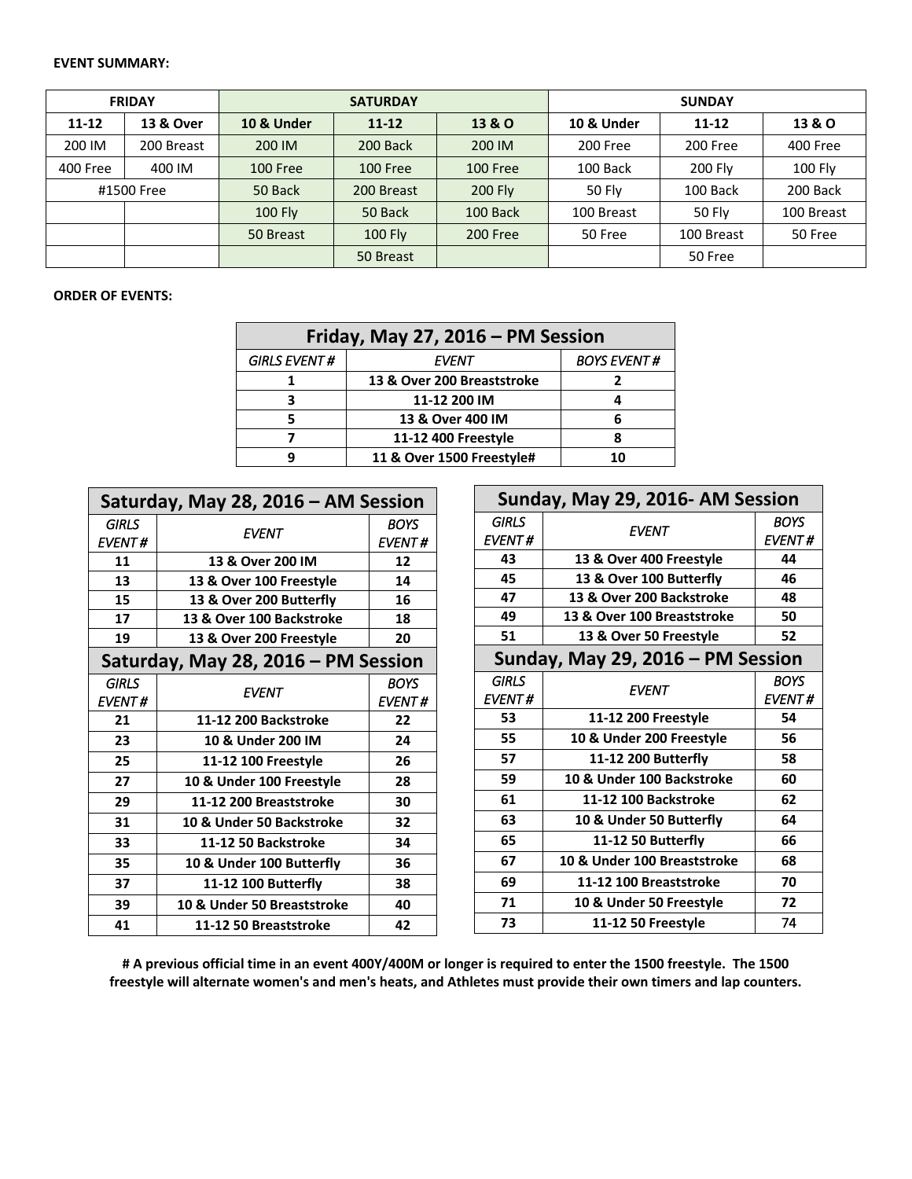**EVENT SUMMARY:**

| FRIDAY | | SATURDAY | | | SUNDAY | | |
|---|---|---|---|---|---|---|---|
| 11-12 | 13 & Over | 10 & Under | 11-12 | 13 & O | 10 & Under | 11-12 | 13 & O |
| 200 IM | 200 Breast | 200 IM | 200 Back | 200 IM | 200 Free | 200 Free | 400 Free |
| 400 Free | 400 IM | 100 Free | 100 Free | 100 Free | 100 Back | 200 Fly | 100 Fly |
| #1500 Free | | 50 Back | 200 Breast | 200 Fly | 50 Fly | 100 Back | 200 Back |
| | | 100 Fly | 50 Back | 100 Back | 100 Breast | 50 Fly | 100 Breast |
| | | 50 Breast | 100 Fly | 200 Free | 50 Free | 100 Breast | 50 Free |
| | | | 50 Breast | | | 50 Free | |

**ORDER OF EVENTS:**

| Friday, May 27, 2016 – PM Session | | |
|---|---|---|
| *GIRLS EVENT #* | *EVENT* | *BOYS EVENT #* |
| 1 | 13 & Over 200 Breaststroke | 2 |
| 3 | 11-12 200 IM | 4 |
| 5 | 13 & Over 400 IM | 6 |
| 7 | 11-12 400 Freestyle | 8 |
| 9 | 11 & Over 1500 Freestyle# | 10 |

| Saturday, May 28, 2016 – AM Session | | |
|---|---|---|
| *GIRLS EVENT #* | *EVENT* | *BOYS EVENT #* |
| 11 | 13 & Over 200 IM | 12 |
| 13 | 13 & Over 100 Freestyle | 14 |
| 15 | 13 & Over 200 Butterfly | 16 |
| 17 | 13 & Over 100 Backstroke | 18 |
| 19 | 13 & Over 200 Freestyle | 20 |
| **Saturday, May 28, 2016 – PM Session** | | |
| *GIRLS EVENT #* | *EVENT* | *BOYS EVENT #* |
| 21 | 11-12 200 Backstroke | 22 |
| 23 | 10 & Under 200 IM | 24 |
| 25 | 11-12 100 Freestyle | 26 |
| 27 | 10 & Under 100 Freestyle | 28 |
| 29 | 11-12 200 Breaststroke | 30 |
| 31 | 10 & Under 50 Backstroke | 32 |
| 33 | 11-12 50 Backstroke | 34 |
| 35 | 10 & Under 100 Butterfly | 36 |
| 37 | 11-12 100 Butterfly | 38 |
| 39 | 10 & Under 50 Breaststroke | 40 |
| 41 | 11-12 50 Breaststroke | 42 |

| Sunday, May 29, 2016- AM Session | | |
|---|---|---|
| *GIRLS EVENT #* | *EVENT* | *BOYS EVENT #* |
| 43 | 13 & Over 400 Freestyle | 44 |
| 45 | 13 & Over 100 Butterfly | 46 |
| 47 | 13 & Over 200 Backstroke | 48 |
| 49 | 13 & Over 100 Breaststroke | 50 |
| 51 | 13 & Over 50 Freestyle | 52 |
| **Sunday, May 29, 2016 – PM Session** | | |
| *GIRLS EVENT #* | *EVENT* | *BOYS EVENT #* |
| 53 | 11-12 200 Freestyle | 54 |
| 55 | 10 & Under 200 Freestyle | 56 |
| 57 | 11-12 200 Butterfly | 58 |
| 59 | 10 & Under 100 Backstroke | 60 |
| 61 | 11-12 100 Backstroke | 62 |
| 63 | 10 & Under 50 Butterfly | 64 |
| 65 | 11-12 50 Butterfly | 66 |
| 67 | 10 & Under 100 Breaststroke | 68 |
| 69 | 11-12 100 Breaststroke | 70 |
| 71 | 10 & Under 50 Freestyle | 72 |
| 73 | 11-12 50 Freestyle | 74 |

**# A previous official time in an event 400Y/400M or longer is required to enter the 1500 freestyle. The 1500 freestyle will alternate women's and men's heats, and Athletes must provide their own timers and lap counters.**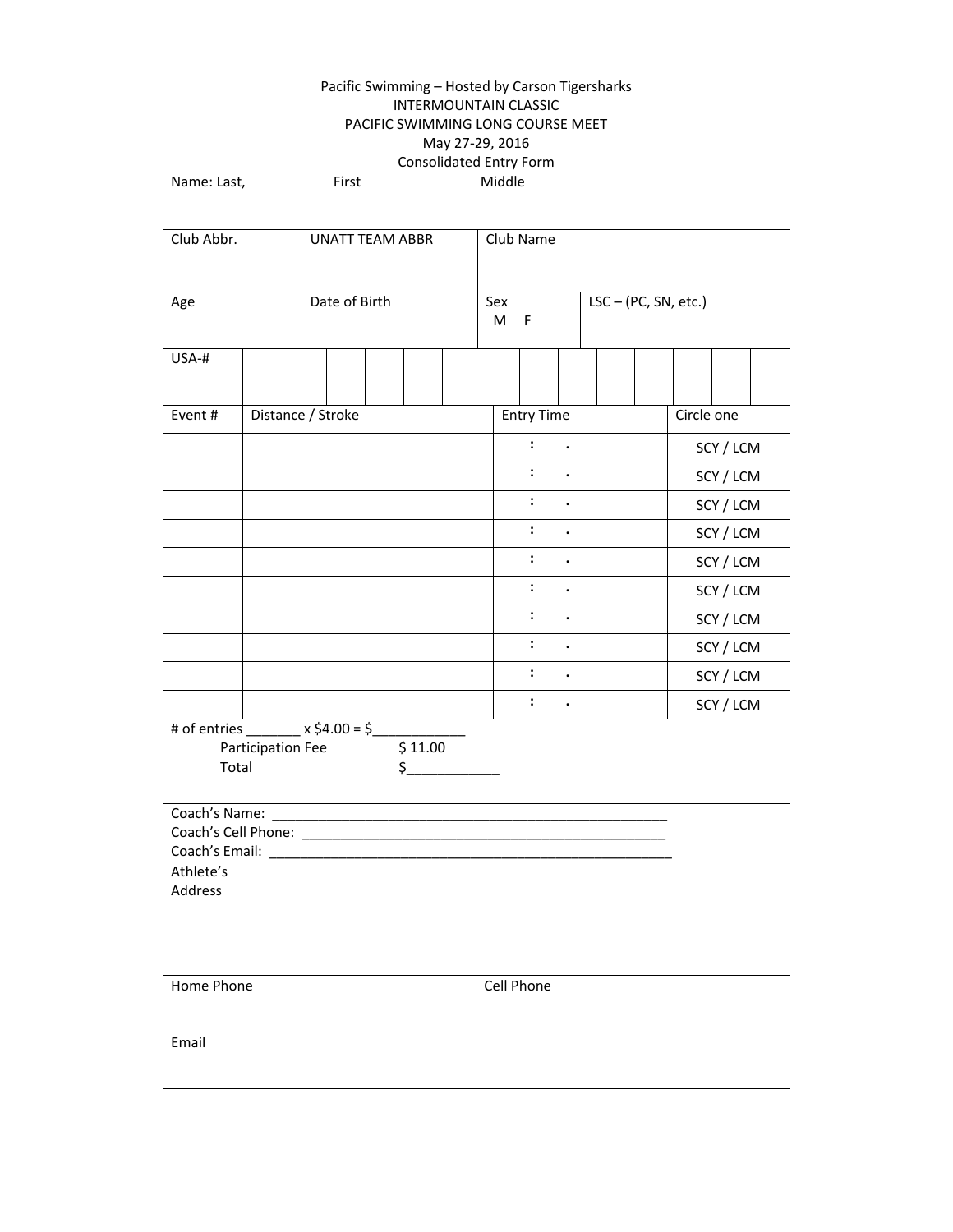Pacific Swimming – Hosted by Carson Tigersharks
INTERMOUNTAIN CLASSIC
PACIFIC SWIMMING LONG COURSE MEET
May 27-29, 2016
Consolidated Entry Form

| Name: Last, | First | Middle |
|---|---|---|
| | | |

| Club Abbr. | UNATT TEAM ABBR | Club Name |
|---|---|---|
| | | |

| Age | Date of Birth | Sex M F | LSC – (PC, SN, etc.) |
|---|---|---|---|
| | | | |

| USA-# | | | | | | | | | | | | | | |
|---|---|---|---|---|---|---|---|---|---|---|---|---|---|---|

| Event # | Distance / Stroke | Entry Time | Circle one |
|---|---|---|---|
| | | : . | SCY / LCM |
| | | : . | SCY / LCM |
| | | : . | SCY / LCM |
| | | : . | SCY / LCM |
| | | : . | SCY / LCM |
| | | : . | SCY / LCM |
| | | : . | SCY / LCM |
| | | : . | SCY / LCM |
| | | : . | SCY / LCM |
| | | : . | SCY / LCM |

# of entries _______ x $4.00 = $____________

Participation Fee $ 11.00

Total $____________

Coach's Name: ____________________________________________________

Coach's Cell Phone: ________________________________________________

Coach's Email: _____________________________________________________

Athlete's Address

| Home Phone | Cell Phone |
|---|---|
| | |

Email